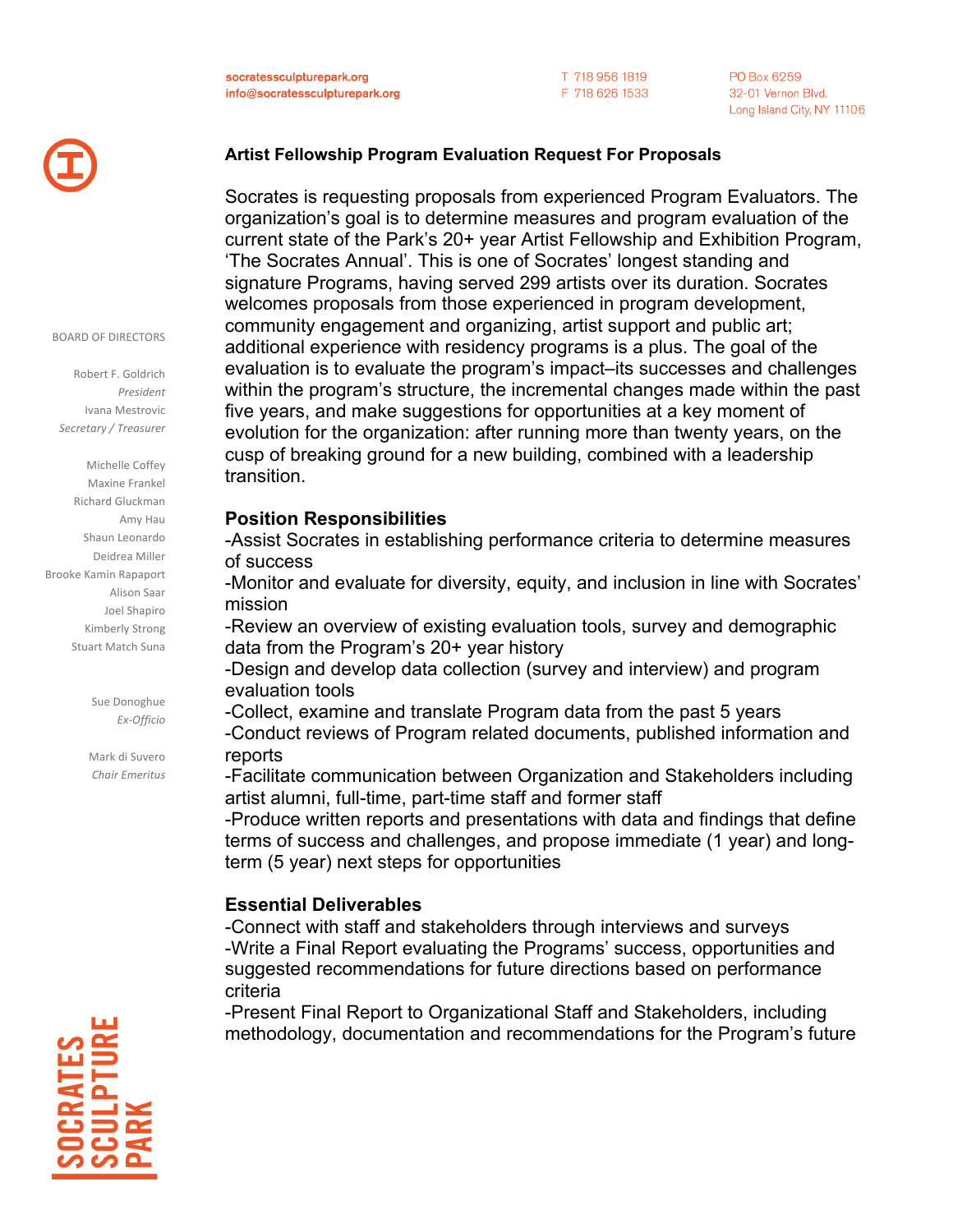socratessculpturepark.org
info@socratessculpturepark.org

T 718 956 1819
F 718 626 1533

PO Box 6259
32-01 Vernon Blvd.
Long Island City, NY 11106

BOARD OF DIRECTORS

Robert F. Goldrich
*President*
Ivana Mestrovic
*Secretary / Treasurer*

Michelle Coffey
Maxine Frankel
Richard Gluckman
Amy Hau
Shaun Leonardo
Deidrea Miller
Brooke Kamin Rapaport
Alison Saar
Joel Shapiro
Kimberly Strong
Stuart Match Suna

Sue Donoghue
*Ex-Officio*

Mark di Suvero
*Chair Emeritus*

**Artist Fellowship Program Evaluation Request For Proposals**

Socrates is requesting proposals from experienced Program Evaluators. The organization's goal is to determine measures and program evaluation of the current state of the Park's 20+ year Artist Fellowship and Exhibition Program, 'The Socrates Annual'. This is one of Socrates' longest standing and signature Programs, having served 299 artists over its duration. Socrates welcomes proposals from those experienced in program development, community engagement and organizing, artist support and public art; additional experience with residency programs is a plus. The goal of the evaluation is to evaluate the program's impact–its successes and challenges within the program's structure, the incremental changes made within the past five years, and make suggestions for opportunities at a key moment of evolution for the organization: after running more than twenty years, on the cusp of breaking ground for a new building, combined with a leadership transition.

## Position Responsibilities

-Assist Socrates in establishing performance criteria to determine measures of success
-Monitor and evaluate for diversity, equity, and inclusion in line with Socrates' mission
-Review an overview of existing evaluation tools, survey and demographic data from the Program's 20+ year history
-Design and develop data collection (survey and interview) and program evaluation tools
-Collect, examine and translate Program data from the past 5 years
-Conduct reviews of Program related documents, published information and reports
-Facilitate communication between Organization and Stakeholders including artist alumni, full-time, part-time staff and former staff
-Produce written reports and presentations with data and findings that define terms of success and challenges, and propose immediate (1 year) and long-term (5 year) next steps for opportunities

## Essential Deliverables

-Connect with staff and stakeholders through interviews and surveys
-Write a Final Report evaluating the Programs' success, opportunities and suggested recommendations for future directions based on performance criteria
-Present Final Report to Organizational Staff and Stakeholders, including methodology, documentation and recommendations for the Program's future

SOCRATES SCULPTURE PARK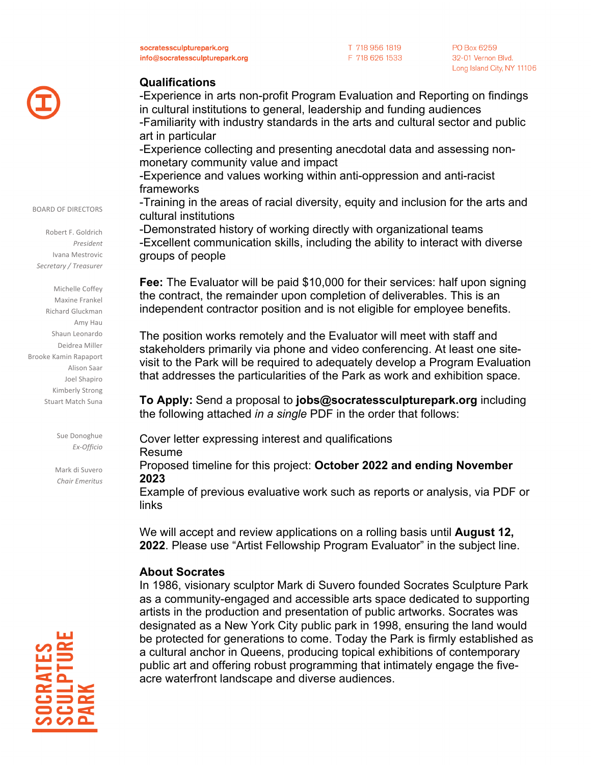### Qualifications

-Experience in arts non-profit Program Evaluation and Reporting on findings in cultural institutions to general, leadership and funding audiences
-Familiarity with industry standards in the arts and cultural sector and public art in particular
-Experience collecting and presenting anecdotal data and assessing non-monetary community value and impact
-Experience and values working within anti-oppression and anti-racist frameworks
-Training in the areas of racial diversity, equity and inclusion for the arts and cultural institutions
-Demonstrated history of working directly with organizational teams
-Excellent communication skills, including the ability to interact with diverse groups of people

**Fee:** The Evaluator will be paid $10,000 for their services: half upon signing the contract, the remainder upon completion of deliverables. This is an independent contractor position and is not eligible for employee benefits.

The position works remotely and the Evaluator will meet with staff and stakeholders primarily via phone and video conferencing. At least one site-visit to the Park will be required to adequately develop a Program Evaluation that addresses the particularities of the Park as work and exhibition space.

**To Apply:** Send a proposal to **jobs@socratessculpturepark.org** including the following attached *in a single* PDF in the order that follows:

Cover letter expressing interest and qualifications
Resume
Proposed timeline for this project: **October 2022 and ending November 2023**
Example of previous evaluative work such as reports or analysis, via PDF or links

We will accept and review applications on a rolling basis until **August 12, 2022**. Please use "Artist Fellowship Program Evaluator" in the subject line.

### About Socrates

In 1986, visionary sculptor Mark di Suvero founded Socrates Sculpture Park as a community-engaged and accessible arts space dedicated to supporting artists in the production and presentation of public artworks. Socrates was designated as a New York City public park in 1998, ensuring the land would be protected for generations to come. Today the Park is firmly established as a cultural anchor in Queens, producing topical exhibitions of contemporary public art and offering robust programming that intimately engage the five-acre waterfront landscape and diverse audiences.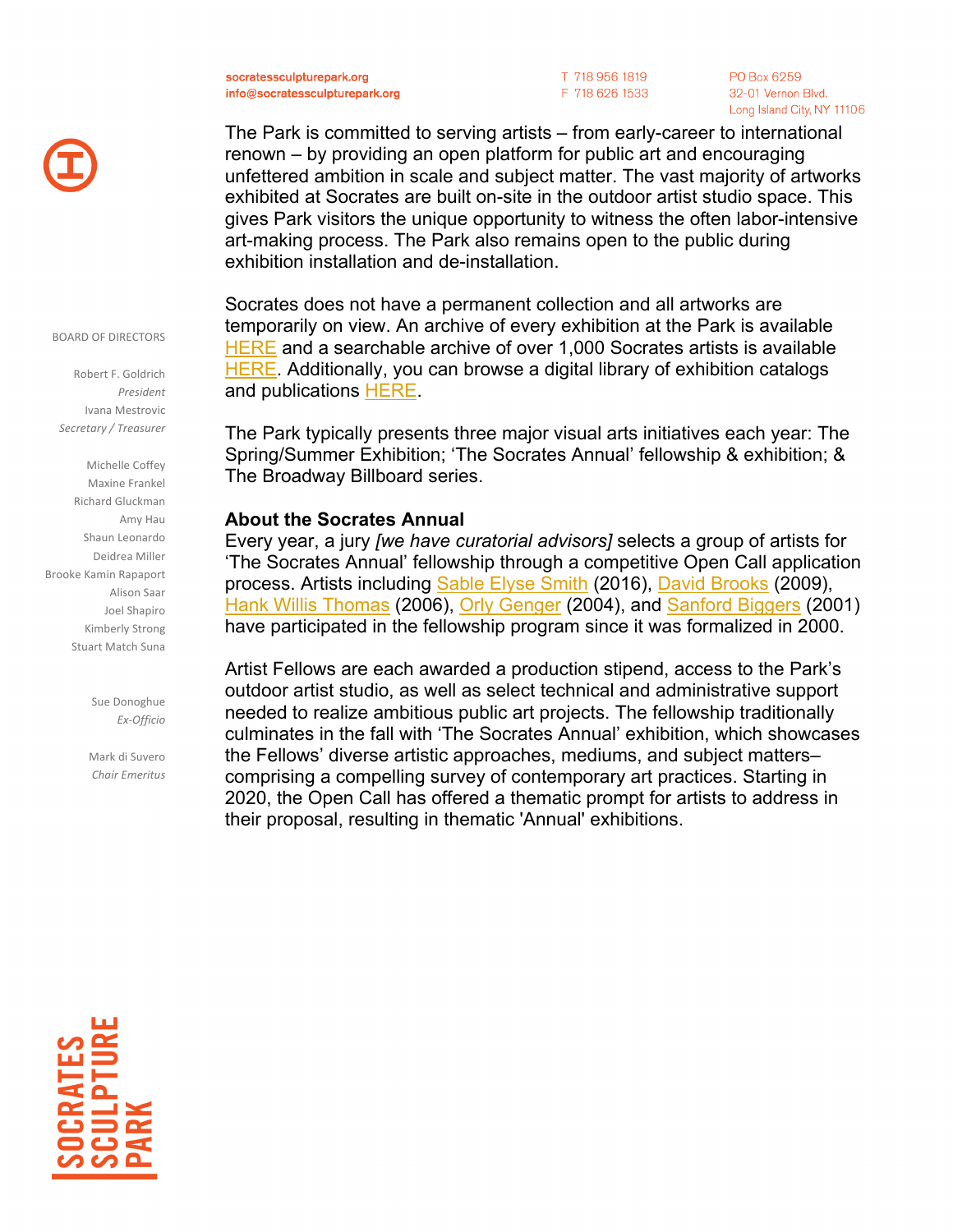The Park is committed to serving artists – from early-career to international renown – by providing an open platform for public art and encouraging unfettered ambition in scale and subject matter. The vast majority of artworks exhibited at Socrates are built on-site in the outdoor artist studio space. This gives Park visitors the unique opportunity to witness the often labor-intensive art-making process. The Park also remains open to the public during exhibition installation and de-installation.

Socrates does not have a permanent collection and all artworks are temporarily on view. An archive of every exhibition at the Park is available HERE and a searchable archive of over 1,000 Socrates artists is available HERE. Additionally, you can browse a digital library of exhibition catalogs and publications HERE.

The Park typically presents three major visual arts initiatives each year: The Spring/Summer Exhibition; 'The Socrates Annual' fellowship & exhibition; & The Broadway Billboard series.

**About the Socrates Annual**

Every year, a jury *[we have curatorial advisors]* selects a group of artists for 'The Socrates Annual' fellowship through a competitive Open Call application process. Artists including Sable Elyse Smith (2016), David Brooks (2009), Hank Willis Thomas (2006), Orly Genger (2004), and Sanford Biggers (2001) have participated in the fellowship program since it was formalized in 2000.

Artist Fellows are each awarded a production stipend, access to the Park's outdoor artist studio, as well as select technical and administrative support needed to realize ambitious public art projects. The fellowship traditionally culminates in the fall with 'The Socrates Annual' exhibition, which showcases the Fellows' diverse artistic approaches, mediums, and subject matters– comprising a compelling survey of contemporary art practices. Starting in 2020, the Open Call has offered a thematic prompt for artists to address in their proposal, resulting in thematic 'Annual' exhibitions.